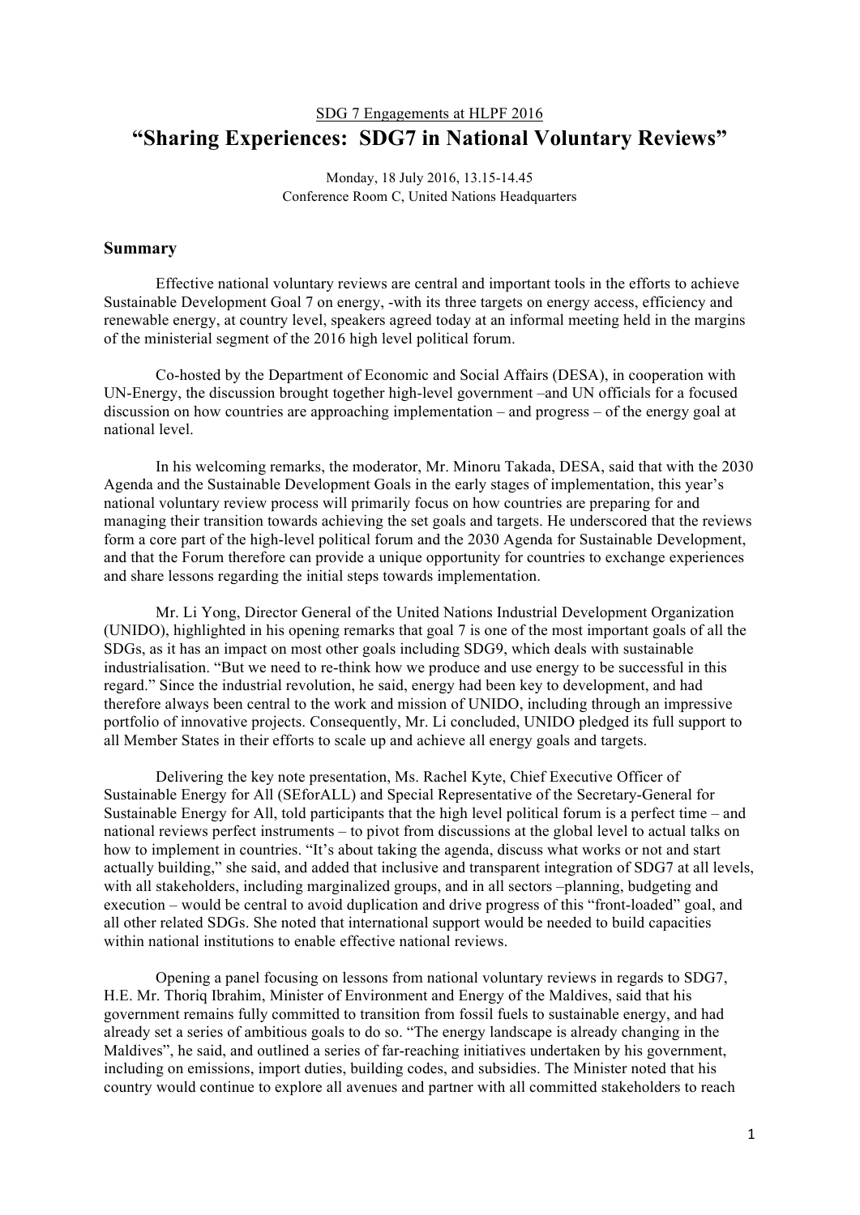SDG 7 Engagements at HLPF 2016

# "Sharing Experiences: SDG7 in National Voluntary Reviews"

Monday, 18 July 2016, 13.15-14.45
Conference Room C, United Nations Headquarters

## Summary

Effective national voluntary reviews are central and important tools in the efforts to achieve Sustainable Development Goal 7 on energy, -with its three targets on energy access, efficiency and renewable energy, at country level, speakers agreed today at an informal meeting held in the margins of the ministerial segment of the 2016 high level political forum.

Co-hosted by the Department of Economic and Social Affairs (DESA), in cooperation with UN-Energy, the discussion brought together high-level government –and UN officials for a focused discussion on how countries are approaching implementation – and progress – of the energy goal at national level.

In his welcoming remarks, the moderator, Mr. Minoru Takada, DESA, said that with the 2030 Agenda and the Sustainable Development Goals in the early stages of implementation, this year's national voluntary review process will primarily focus on how countries are preparing for and managing their transition towards achieving the set goals and targets. He underscored that the reviews form a core part of the high-level political forum and the 2030 Agenda for Sustainable Development, and that the Forum therefore can provide a unique opportunity for countries to exchange experiences and share lessons regarding the initial steps towards implementation.

Mr. Li Yong, Director General of the United Nations Industrial Development Organization (UNIDO), highlighted in his opening remarks that goal 7 is one of the most important goals of all the SDGs, as it has an impact on most other goals including SDG9, which deals with sustainable industrialisation. "But we need to re-think how we produce and use energy to be successful in this regard." Since the industrial revolution, he said, energy had been key to development, and had therefore always been central to the work and mission of UNIDO, including through an impressive portfolio of innovative projects. Consequently, Mr. Li concluded, UNIDO pledged its full support to all Member States in their efforts to scale up and achieve all energy goals and targets.

Delivering the key note presentation, Ms. Rachel Kyte, Chief Executive Officer of Sustainable Energy for All (SEforALL) and Special Representative of the Secretary-General for Sustainable Energy for All, told participants that the high level political forum is a perfect time – and national reviews perfect instruments – to pivot from discussions at the global level to actual talks on how to implement in countries. "It's about taking the agenda, discuss what works or not and start actually building," she said, and added that inclusive and transparent integration of SDG7 at all levels, with all stakeholders, including marginalized groups, and in all sectors –planning, budgeting and execution – would be central to avoid duplication and drive progress of this "front-loaded" goal, and all other related SDGs. She noted that international support would be needed to build capacities within national institutions to enable effective national reviews.

Opening a panel focusing on lessons from national voluntary reviews in regards to SDG7, H.E. Mr. Thoriq Ibrahim, Minister of Environment and Energy of the Maldives, said that his government remains fully committed to transition from fossil fuels to sustainable energy, and had already set a series of ambitious goals to do so. "The energy landscape is already changing in the Maldives", he said, and outlined a series of far-reaching initiatives undertaken by his government, including on emissions, import duties, building codes, and subsidies. The Minister noted that his country would continue to explore all avenues and partner with all committed stakeholders to reach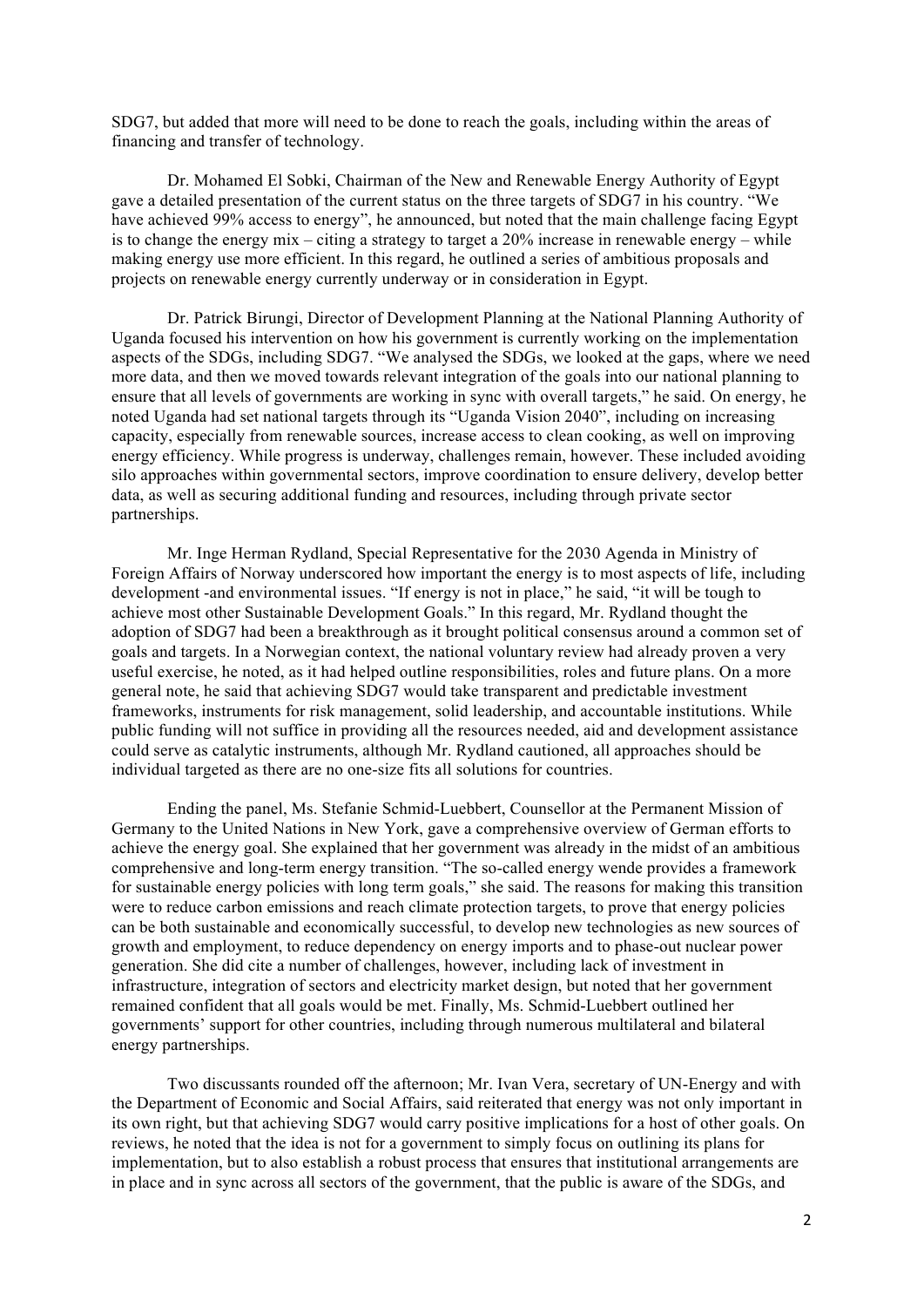SDG7, but added that more will need to be done to reach the goals, including within the areas of financing and transfer of technology.

Dr. Mohamed El Sobki, Chairman of the New and Renewable Energy Authority of Egypt gave a detailed presentation of the current status on the three targets of SDG7 in his country. "We have achieved 99% access to energy", he announced, but noted that the main challenge facing Egypt is to change the energy mix – citing a strategy to target a 20% increase in renewable energy – while making energy use more efficient. In this regard, he outlined a series of ambitious proposals and projects on renewable energy currently underway or in consideration in Egypt.

Dr. Patrick Birungi, Director of Development Planning at the National Planning Authority of Uganda focused his intervention on how his government is currently working on the implementation aspects of the SDGs, including SDG7. "We analysed the SDGs, we looked at the gaps, where we need more data, and then we moved towards relevant integration of the goals into our national planning to ensure that all levels of governments are working in sync with overall targets," he said. On energy, he noted Uganda had set national targets through its "Uganda Vision 2040", including on increasing capacity, especially from renewable sources, increase access to clean cooking, as well on improving energy efficiency. While progress is underway, challenges remain, however. These included avoiding silo approaches within governmental sectors, improve coordination to ensure delivery, develop better data, as well as securing additional funding and resources, including through private sector partnerships.

Mr. Inge Herman Rydland, Special Representative for the 2030 Agenda in Ministry of Foreign Affairs of Norway underscored how important the energy is to most aspects of life, including development -and environmental issues. "If energy is not in place," he said, "it will be tough to achieve most other Sustainable Development Goals." In this regard, Mr. Rydland thought the adoption of SDG7 had been a breakthrough as it brought political consensus around a common set of goals and targets. In a Norwegian context, the national voluntary review had already proven a very useful exercise, he noted, as it had helped outline responsibilities, roles and future plans. On a more general note, he said that achieving SDG7 would take transparent and predictable investment frameworks, instruments for risk management, solid leadership, and accountable institutions. While public funding will not suffice in providing all the resources needed, aid and development assistance could serve as catalytic instruments, although Mr. Rydland cautioned, all approaches should be individual targeted as there are no one-size fits all solutions for countries.

Ending the panel, Ms. Stefanie Schmid-Luebbert, Counsellor at the Permanent Mission of Germany to the United Nations in New York, gave a comprehensive overview of German efforts to achieve the energy goal. She explained that her government was already in the midst of an ambitious comprehensive and long-term energy transition. "The so-called energy wende provides a framework for sustainable energy policies with long term goals," she said. The reasons for making this transition were to reduce carbon emissions and reach climate protection targets, to prove that energy policies can be both sustainable and economically successful, to develop new technologies as new sources of growth and employment, to reduce dependency on energy imports and to phase-out nuclear power generation. She did cite a number of challenges, however, including lack of investment in infrastructure, integration of sectors and electricity market design, but noted that her government remained confident that all goals would be met. Finally, Ms. Schmid-Luebbert outlined her governments' support for other countries, including through numerous multilateral and bilateral energy partnerships.

Two discussants rounded off the afternoon; Mr. Ivan Vera, secretary of UN-Energy and with the Department of Economic and Social Affairs, said reiterated that energy was not only important in its own right, but that achieving SDG7 would carry positive implications for a host of other goals. On reviews, he noted that the idea is not for a government to simply focus on outlining its plans for implementation, but to also establish a robust process that ensures that institutional arrangements are in place and in sync across all sectors of the government, that the public is aware of the SDGs, and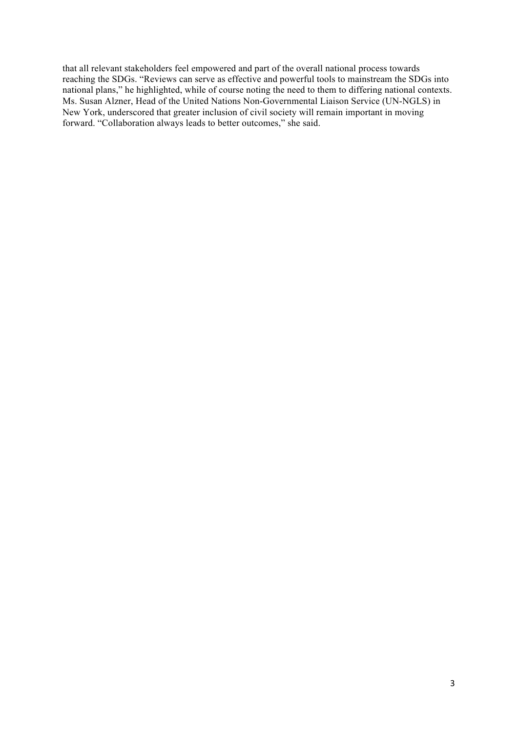that all relevant stakeholders feel empowered and part of the overall national process towards reaching the SDGs. "Reviews can serve as effective and powerful tools to mainstream the SDGs into national plans," he highlighted, while of course noting the need to them to differing national contexts. Ms. Susan Alzner, Head of the United Nations Non-Governmental Liaison Service (UN-NGLS) in New York, underscored that greater inclusion of civil society will remain important in moving forward. "Collaboration always leads to better outcomes," she said.